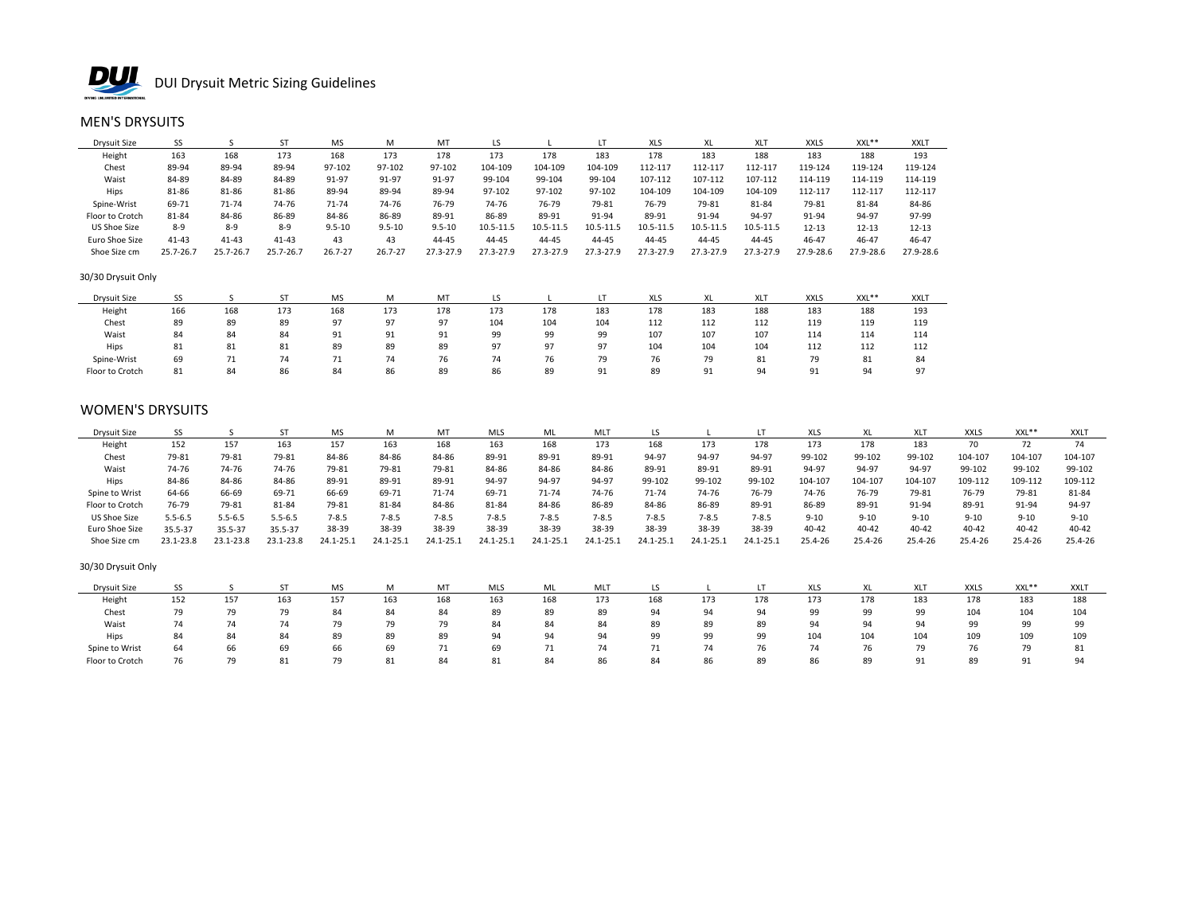# DUI Drysuit Metric Sizing Guidelines

## MEN'S DRYSUITS

| Drysuit Size | SS | S | ST | MS | M | MT | LS | L | LT | XLS | XL | XLT | XXLS | XXL** | XXLT |
|---|---|---|---|---|---|---|---|---|---|---|---|---|---|---|---|
| Height | 163 | 168 | 173 | 168 | 173 | 178 | 173 | 178 | 183 | 178 | 183 | 188 | 183 | 188 | 193 |
| Chest | 89-94 | 89-94 | 89-94 | 97-102 | 97-102 | 97-102 | 104-109 | 104-109 | 104-109 | 112-117 | 112-117 | 112-117 | 119-124 | 119-124 | 119-124 |
| Waist | 84-89 | 84-89 | 84-89 | 91-97 | 91-97 | 91-97 | 99-104 | 99-104 | 99-104 | 107-112 | 107-112 | 107-112 | 114-119 | 114-119 | 114-119 |
| Hips | 81-86 | 81-86 | 81-86 | 89-94 | 89-94 | 89-94 | 97-102 | 97-102 | 97-102 | 104-109 | 104-109 | 104-109 | 112-117 | 112-117 | 112-117 |
| Spine-Wrist | 69-71 | 71-74 | 74-76 | 71-74 | 74-76 | 76-79 | 74-76 | 76-79 | 79-81 | 76-79 | 79-81 | 81-84 | 79-81 | 81-84 | 84-86 |
| Floor to Crotch | 81-84 | 84-86 | 86-89 | 84-86 | 86-89 | 89-91 | 86-89 | 89-91 | 91-94 | 89-91 | 91-94 | 94-97 | 91-94 | 94-97 | 97-99 |
| US Shoe Size | 8-9 | 8-9 | 8-9 | 9.5-10 | 9.5-10 | 9.5-10 | 10.5-11.5 | 10.5-11.5 | 10.5-11.5 | 10.5-11.5 | 10.5-11.5 | 10.5-11.5 | 12-13 | 12-13 | 12-13 |
| Euro Shoe Size | 41-43 | 41-43 | 41-43 | 43 | 43 | 44-45 | 44-45 | 44-45 | 44-45 | 44-45 | 44-45 | 44-45 | 46-47 | 46-47 | 46-47 |
| Shoe Size cm | 25.7-26.7 | 25.7-26.7 | 25.7-26.7 | 26.7-27 | 26.7-27 | 27.3-27.9 | 27.3-27.9 | 27.3-27.9 | 27.3-27.9 | 27.3-27.9 | 27.3-27.9 | 27.3-27.9 | 27.9-28.6 | 27.9-28.6 | 27.9-28.6 |

30/30 Drysuit Only

| Drysuit Size | SS | S | ST | MS | M | MT | LS | L | LT | XLS | XL | XLT | XXLS | XXL** | XXLT |
|---|---|---|---|---|---|---|---|---|---|---|---|---|---|---|---|
| Height | 166 | 168 | 173 | 168 | 173 | 178 | 173 | 178 | 183 | 178 | 183 | 188 | 183 | 188 | 193 |
| Chest | 89 | 89 | 89 | 97 | 97 | 97 | 104 | 104 | 104 | 112 | 112 | 112 | 119 | 119 | 119 |
| Waist | 84 | 84 | 84 | 91 | 91 | 91 | 99 | 99 | 99 | 107 | 107 | 107 | 114 | 114 | 114 |
| Hips | 81 | 81 | 81 | 89 | 89 | 89 | 97 | 97 | 97 | 104 | 104 | 104 | 112 | 112 | 112 |
| Spine-Wrist | 69 | 71 | 74 | 71 | 74 | 76 | 74 | 76 | 79 | 76 | 79 | 81 | 79 | 81 | 84 |
| Floor to Crotch | 81 | 84 | 86 | 84 | 86 | 89 | 86 | 89 | 91 | 89 | 91 | 94 | 91 | 94 | 97 |

## WOMEN'S DRYSUITS

| Drysuit Size | SS | S | ST | MS | M | MT | MLS | ML | MLT | LS | L | LT | XLS | XL | XLT | XXLS | XXL** | XXLT |
|---|---|---|---|---|---|---|---|---|---|---|---|---|---|---|---|---|---|---|
| Height | 152 | 157 | 163 | 157 | 163 | 168 | 163 | 168 | 173 | 168 | 173 | 178 | 173 | 178 | 183 | 70 | 72 | 74 |
| Chest | 79-81 | 79-81 | 79-81 | 84-86 | 84-86 | 84-86 | 89-91 | 89-91 | 89-91 | 94-97 | 94-97 | 94-97 | 99-102 | 99-102 | 99-102 | 104-107 | 104-107 | 104-107 |
| Waist | 74-76 | 74-76 | 74-76 | 79-81 | 79-81 | 79-81 | 84-86 | 84-86 | 84-86 | 89-91 | 89-91 | 89-91 | 94-97 | 94-97 | 94-97 | 99-102 | 99-102 | 99-102 |
| Hips | 84-86 | 84-86 | 84-86 | 89-91 | 89-91 | 89-91 | 94-97 | 94-97 | 94-97 | 99-102 | 99-102 | 99-102 | 104-107 | 104-107 | 104-107 | 109-112 | 109-112 | 109-112 |
| Spine to Wrist | 64-66 | 66-69 | 69-71 | 66-69 | 69-71 | 71-74 | 69-71 | 71-74 | 74-76 | 71-74 | 74-76 | 76-79 | 74-76 | 76-79 | 79-81 | 76-79 | 79-81 | 81-84 |
| Floor to Crotch | 76-79 | 79-81 | 81-84 | 79-81 | 81-84 | 84-86 | 81-84 | 84-86 | 86-89 | 84-86 | 86-89 | 89-91 | 86-89 | 89-91 | 91-94 | 89-91 | 91-94 | 94-97 |
| US Shoe Size | 5.5-6.5 | 5.5-6.5 | 5.5-6.5 | 7-8.5 | 7-8.5 | 7-8.5 | 7-8.5 | 7-8.5 | 7-8.5 | 7-8.5 | 7-8.5 | 7-8.5 | 9-10 | 9-10 | 9-10 | 9-10 | 9-10 | 9-10 |
| Euro Shoe Size | 35.5-37 | 35.5-37 | 35.5-37 | 38-39 | 38-39 | 38-39 | 38-39 | 38-39 | 38-39 | 38-39 | 38-39 | 38-39 | 40-42 | 40-42 | 40-42 | 40-42 | 40-42 | 40-42 |
| Shoe Size cm | 23.1-23.8 | 23.1-23.8 | 23.1-23.8 | 24.1-25.1 | 24.1-25.1 | 24.1-25.1 | 24.1-25.1 | 24.1-25.1 | 24.1-25.1 | 24.1-25.1 | 24.1-25.1 | 24.1-25.1 | 25.4-26 | 25.4-26 | 25.4-26 | 25.4-26 | 25.4-26 | 25.4-26 |

30/30 Drysuit Only

| Drysuit Size | SS | S | ST | MS | M | MT | MLS | ML | MLT | LS | L | LT | XLS | XL | XLT | XXLS | XXL** | XXLT |
|---|---|---|---|---|---|---|---|---|---|---|---|---|---|---|---|---|---|---|
| Height | 152 | 157 | 163 | 157 | 163 | 168 | 163 | 168 | 173 | 168 | 173 | 178 | 173 | 178 | 183 | 178 | 183 | 188 |
| Chest | 79 | 79 | 79 | 84 | 84 | 84 | 89 | 89 | 89 | 94 | 94 | 94 | 99 | 99 | 99 | 104 | 104 | 104 |
| Waist | 74 | 74 | 74 | 79 | 79 | 79 | 84 | 84 | 84 | 89 | 89 | 89 | 94 | 94 | 94 | 99 | 99 | 99 |
| Hips | 84 | 84 | 84 | 89 | 89 | 89 | 94 | 94 | 94 | 99 | 99 | 99 | 104 | 104 | 104 | 109 | 109 | 109 |
| Spine to Wrist | 64 | 66 | 69 | 66 | 69 | 71 | 69 | 71 | 74 | 71 | 74 | 76 | 74 | 76 | 79 | 76 | 79 | 81 |
| Floor to Crotch | 76 | 79 | 81 | 79 | 81 | 84 | 81 | 84 | 86 | 84 | 86 | 89 | 86 | 89 | 91 | 89 | 91 | 94 |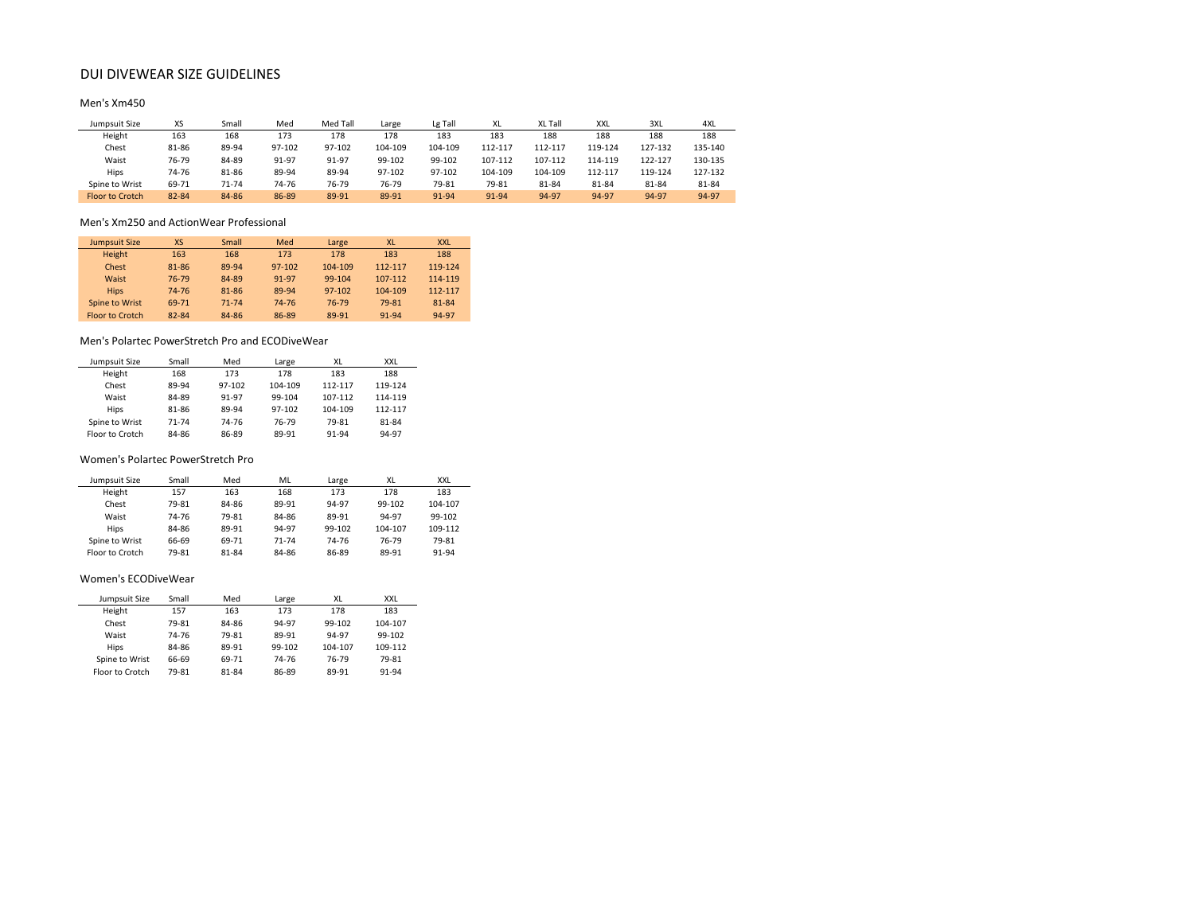# DUI DIVEWEAR SIZE GUIDELINES

## Men's Xm450

| Jumpsuit Size | XS | Small | Med | Med Tall | Large | Lg Tall | XL | XL Tall | XXL | 3XL | 4XL |
|---|---|---|---|---|---|---|---|---|---|---|---|
| Height | 163 | 168 | 173 | 178 | 178 | 183 | 183 | 188 | 188 | 188 | 188 |
| Chest | 81-86 | 89-94 | 97-102 | 97-102 | 104-109 | 104-109 | 112-117 | 112-117 | 119-124 | 127-132 | 135-140 |
| Waist | 76-79 | 84-89 | 91-97 | 91-97 | 99-102 | 99-102 | 107-112 | 107-112 | 114-119 | 122-127 | 130-135 |
| Hips | 74-76 | 81-86 | 89-94 | 89-94 | 97-102 | 97-102 | 104-109 | 104-109 | 112-117 | 119-124 | 127-132 |
| Spine to Wrist | 69-71 | 71-74 | 74-76 | 76-79 | 76-79 | 79-81 | 79-81 | 81-84 | 81-84 | 81-84 | 81-84 |
| Floor to Crotch | 82-84 | 84-86 | 86-89 | 89-91 | 89-91 | 91-94 | 91-94 | 94-97 | 94-97 | 94-97 | 94-97 |

## Men's Xm250 and ActionWear Professional

| Jumpsuit Size | XS | Small | Med | Large | XL | XXL |
|---|---|---|---|---|---|---|
| Height | 163 | 168 | 173 | 178 | 183 | 188 |
| Chest | 81-86 | 89-94 | 97-102 | 104-109 | 112-117 | 119-124 |
| Waist | 76-79 | 84-89 | 91-97 | 99-104 | 107-112 | 114-119 |
| Hips | 74-76 | 81-86 | 89-94 | 97-102 | 104-109 | 112-117 |
| Spine to Wrist | 69-71 | 71-74 | 74-76 | 76-79 | 79-81 | 81-84 |
| Floor to Crotch | 82-84 | 84-86 | 86-89 | 89-91 | 91-94 | 94-97 |

## Men's Polartec PowerStretch Pro and ECODiveWear

| Jumpsuit Size | Small | Med | Large | XL | XXL |
|---|---|---|---|---|---|
| Height | 168 | 173 | 178 | 183 | 188 |
| Chest | 89-94 | 97-102 | 104-109 | 112-117 | 119-124 |
| Waist | 84-89 | 91-97 | 99-104 | 107-112 | 114-119 |
| Hips | 81-86 | 89-94 | 97-102 | 104-109 | 112-117 |
| Spine to Wrist | 71-74 | 74-76 | 76-79 | 79-81 | 81-84 |
| Floor to Crotch | 84-86 | 86-89 | 89-91 | 91-94 | 94-97 |

## Women's Polartec PowerStretch Pro

| Jumpsuit Size | Small | Med | ML | Large | XL | XXL |
|---|---|---|---|---|---|---|
| Height | 157 | 163 | 168 | 173 | 178 | 183 |
| Chest | 79-81 | 84-86 | 89-91 | 94-97 | 99-102 | 104-107 |
| Waist | 74-76 | 79-81 | 84-86 | 89-91 | 94-97 | 99-102 |
| Hips | 84-86 | 89-91 | 94-97 | 99-102 | 104-107 | 109-112 |
| Spine to Wrist | 66-69 | 69-71 | 71-74 | 74-76 | 76-79 | 79-81 |
| Floor to Crotch | 79-81 | 81-84 | 84-86 | 86-89 | 89-91 | 91-94 |

## Women's ECODiveWear

| Jumpsuit Size | Small | Med | Large | XL | XXL |
|---|---|---|---|---|---|
| Height | 157 | 163 | 173 | 178 | 183 |
| Chest | 79-81 | 84-86 | 94-97 | 99-102 | 104-107 |
| Waist | 74-76 | 79-81 | 89-91 | 94-97 | 99-102 |
| Hips | 84-86 | 89-91 | 99-102 | 104-107 | 109-112 |
| Spine to Wrist | 66-69 | 69-71 | 74-76 | 76-79 | 79-81 |
| Floor to Crotch | 79-81 | 81-84 | 86-89 | 89-91 | 91-94 |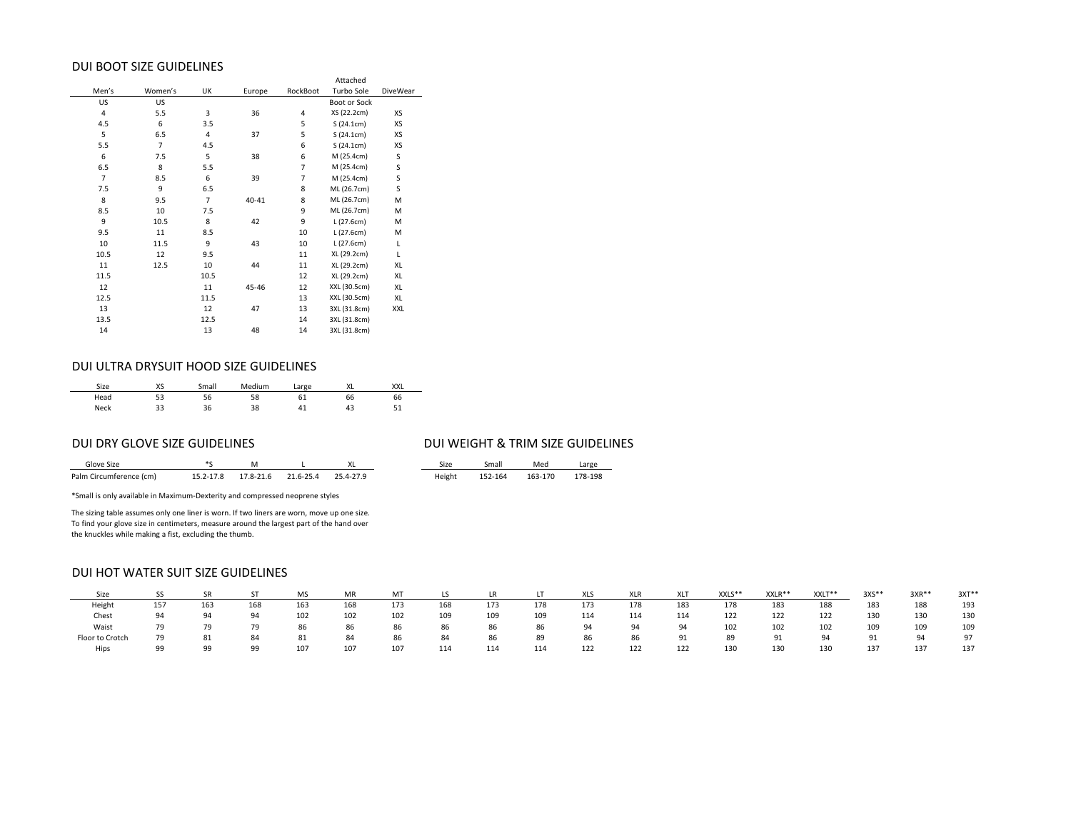## DUI BOOT SIZE GUIDELINES

| Men's US | Women's US | UK | Europe | RockBoot | Attached Turbo Sole Boot or Sock | DiveWear |
|---|---|---|---|---|---|---|
| 4 | 5.5 | 3 | 36 | 4 | XS (22.2cm) | XS |
| 4.5 | 6 | 3.5 | | 5 | S (24.1cm) | XS |
| 5 | 6.5 | 4 | 37 | 5 | S (24.1cm) | XS |
| 5.5 | 7 | 4.5 | | 6 | S (24.1cm) | XS |
| 6 | 7.5 | 5 | 38 | 6 | M (25.4cm) | S |
| 6.5 | 8 | 5.5 | | 7 | M (25.4cm) | S |
| 7 | 8.5 | 6 | 39 | 7 | M (25.4cm) | S |
| 7.5 | 9 | 6.5 | | 8 | ML (26.7cm) | S |
| 8 | 9.5 | 7 | 40-41 | 8 | ML (26.7cm) | M |
| 8.5 | 10 | 7.5 | | 9 | ML (26.7cm) | M |
| 9 | 10.5 | 8 | 42 | 9 | L (27.6cm) | M |
| 9.5 | 11 | 8.5 | | 10 | L (27.6cm) | M |
| 10 | 11.5 | 9 | 43 | 10 | L (27.6cm) | L |
| 10.5 | 12 | 9.5 | | 11 | XL (29.2cm) | L |
| 11 | 12.5 | 10 | 44 | 11 | XL (29.2cm) | XL |
| 11.5 | | 10.5 | | 12 | XL (29.2cm) | XL |
| 12 | | 11 | 45-46 | 12 | XXL (30.5cm) | XL |
| 12.5 | | 11.5 | | 13 | XXL (30.5cm) | XL |
| 13 | | 12 | 47 | 13 | 3XL (31.8cm) | XXL |
| 13.5 | | 12.5 | | 14 | 3XL (31.8cm) | |
| 14 | | 13 | 48 | 14 | 3XL (31.8cm) | |

## DUI ULTRA DRYSUIT HOOD SIZE GUIDELINES

| Size | XS | Small | Medium | Large | XL | XXL |
|---|---|---|---|---|---|---|
| Head | 53 | 56 | 58 | 61 | 66 | 66 |
| Neck | 33 | 36 | 38 | 41 | 43 | 51 |

## DUI DRY GLOVE SIZE GUIDELINES

| Glove Size | *S | M | L | XL |
|---|---|---|---|---|
| Palm Circumference (cm) | 15.2-17.8 | 17.8-21.6 | 21.6-25.4 | 25.4-27.9 |

*Small is only available in Maximum-Dexterity and compressed neoprene styles

The sizing table assumes only one liner is worn. If two liners are worn, move up one size. To find your glove size in centimeters, measure around the largest part of the hand over the knuckles while making a fist, excluding the thumb.

## DUI WEIGHT & TRIM SIZE GUIDELINES

| Size | Small | Med | Large |
|---|---|---|---|
| Height | 152-164 | 163-170 | 178-198 |

## DUI HOT WATER SUIT SIZE GUIDELINES

| Size | SS | SR | ST | MS | MR | MT | LS | LR | LT | XLS | XLR | XLT | XXLS** | XXLR** | XXLT** | 3XS** | 3XR** | 3XT** |
|---|---|---|---|---|---|---|---|---|---|---|---|---|---|---|---|---|---|---|
| Height | 157 | 163 | 168 | 163 | 168 | 173 | 168 | 173 | 178 | 173 | 178 | 183 | 178 | 183 | 188 | 183 | 188 | 193 |
| Chest | 94 | 94 | 94 | 102 | 102 | 102 | 109 | 109 | 109 | 114 | 114 | 114 | 122 | 122 | 122 | 130 | 130 | 130 |
| Waist | 79 | 79 | 79 | 86 | 86 | 86 | 86 | 86 | 86 | 94 | 94 | 94 | 102 | 102 | 102 | 109 | 109 | 109 |
| Floor to Crotch | 79 | 81 | 84 | 81 | 84 | 86 | 84 | 86 | 89 | 86 | 86 | 91 | 89 | 91 | 94 | 91 | 94 | 97 |
| Hips | 99 | 99 | 99 | 107 | 107 | 107 | 114 | 114 | 114 | 122 | 122 | 122 | 130 | 130 | 130 | 137 | 137 | 137 |